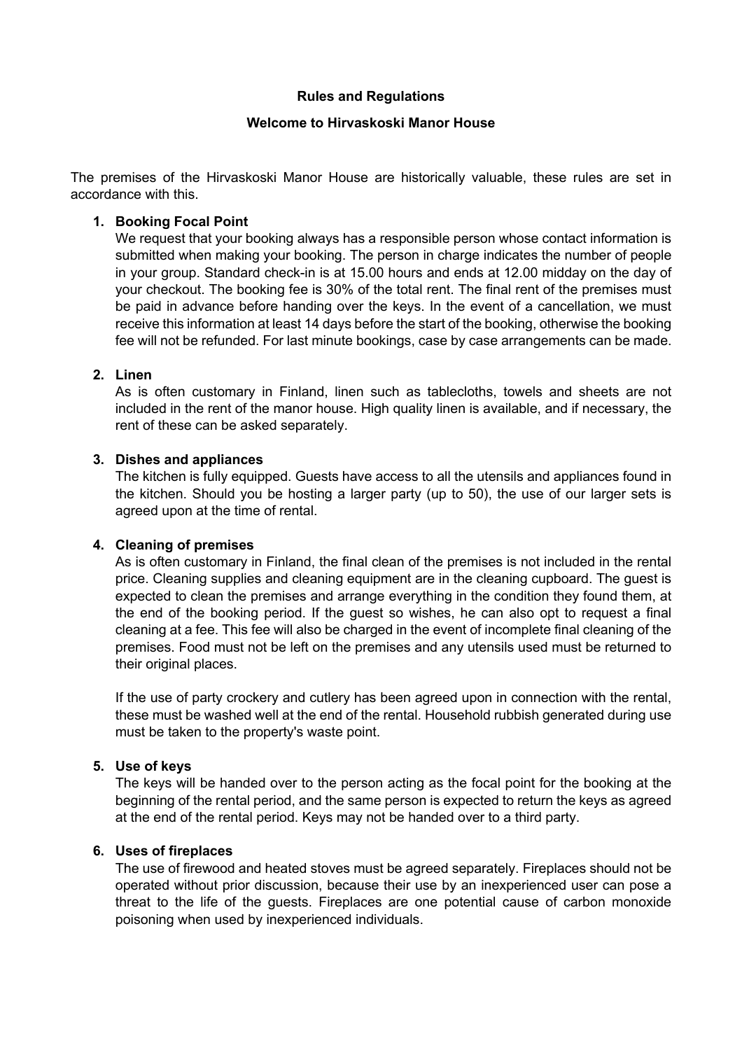**Rules and Regulations**

**Welcome to Hirvaskoski Manor House**

The premises of the Hirvaskoski Manor House are historically valuable, these rules are set in accordance with this.

1. **Booking Focal Point**
   We request that your booking always has a responsible person whose contact information is submitted when making your booking. The person in charge indicates the number of people in your group. Standard check-in is at 15.00 hours and ends at 12.00 midday on the day of your checkout. The booking fee is 30% of the total rent. The final rent of the premises must be paid in advance before handing over the keys. In the event of a cancellation, we must receive this information at least 14 days before the start of the booking, otherwise the booking fee will not be refunded. For last minute bookings, case by case arrangements can be made.

2. **Linen**
   As is often customary in Finland, linen such as tablecloths, towels and sheets are not included in the rent of the manor house. High quality linen is available, and if necessary, the rent of these can be asked separately.

3. **Dishes and appliances**
   The kitchen is fully equipped. Guests have access to all the utensils and appliances found in the kitchen. Should you be hosting a larger party (up to 50), the use of our larger sets is agreed upon at the time of rental.

4. **Cleaning of premises**
   As is often customary in Finland, the final clean of the premises is not included in the rental price. Cleaning supplies and cleaning equipment are in the cleaning cupboard. The guest is expected to clean the premises and arrange everything in the condition they found them, at the end of the booking period. If the guest so wishes, he can also opt to request a final cleaning at a fee. This fee will also be charged in the event of incomplete final cleaning of the premises. Food must not be left on the premises and any utensils used must be returned to their original places.

   If the use of party crockery and cutlery has been agreed upon in connection with the rental, these must be washed well at the end of the rental. Household rubbish generated during use must be taken to the property's waste point.

5. **Use of keys**
   The keys will be handed over to the person acting as the focal point for the booking at the beginning of the rental period, and the same person is expected to return the keys as agreed at the end of the rental period. Keys may not be handed over to a third party.

6. **Uses of fireplaces**
   The use of firewood and heated stoves must be agreed separately. Fireplaces should not be operated without prior discussion, because their use by an inexperienced user can pose a threat to the life of the guests. Fireplaces are one potential cause of carbon monoxide poisoning when used by inexperienced individuals.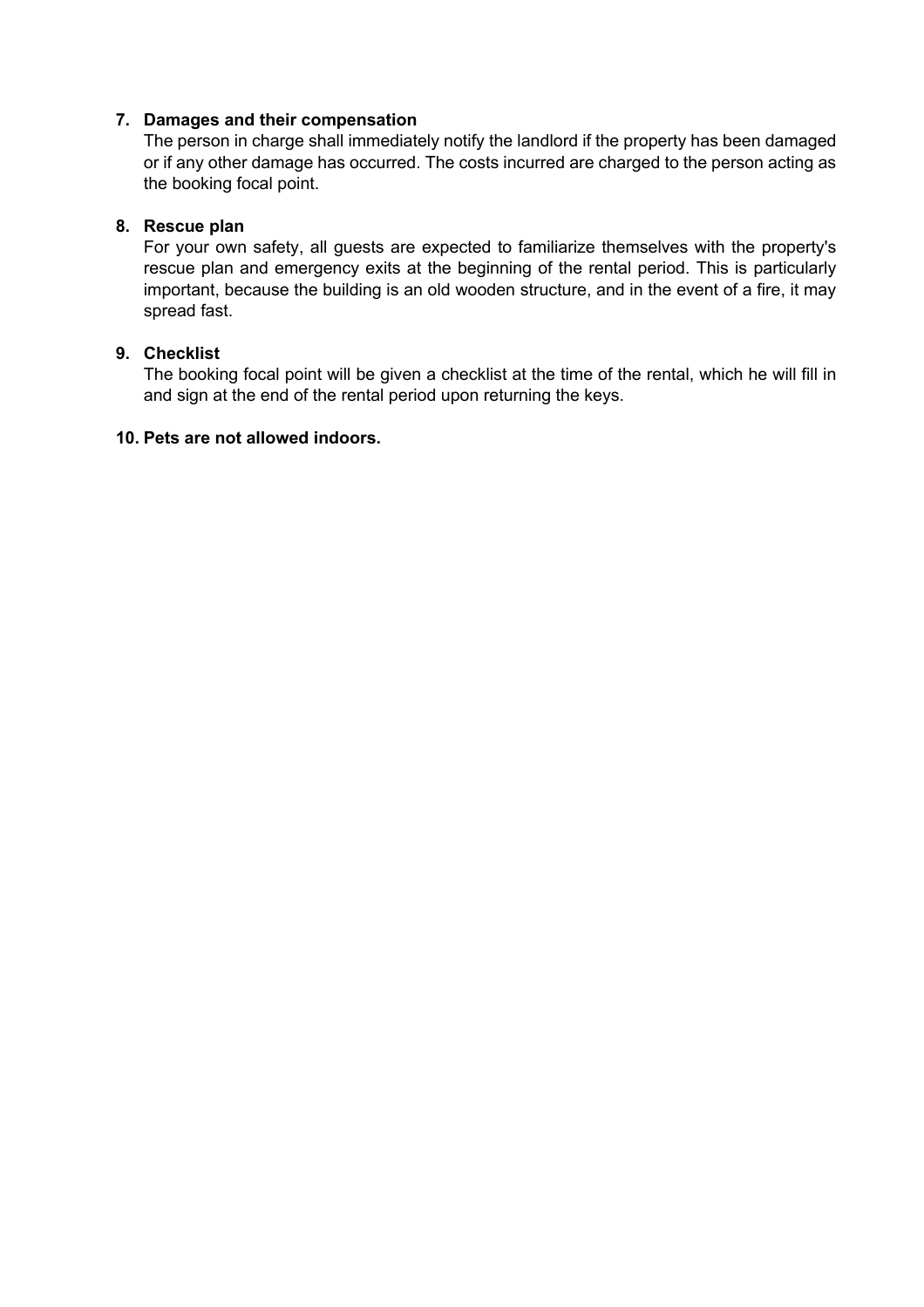7. **Damages and their compensation**
   The person in charge shall immediately notify the landlord if the property has been damaged or if any other damage has occurred. The costs incurred are charged to the person acting as the booking focal point.

8. **Rescue plan**
   For your own safety, all guests are expected to familiarize themselves with the property's rescue plan and emergency exits at the beginning of the rental period. This is particularly important, because the building is an old wooden structure, and in the event of a fire, it may spread fast.

9. **Checklist**
   The booking focal point will be given a checklist at the time of the rental, which he will fill in and sign at the end of the rental period upon returning the keys.

10. **Pets are not allowed indoors.**